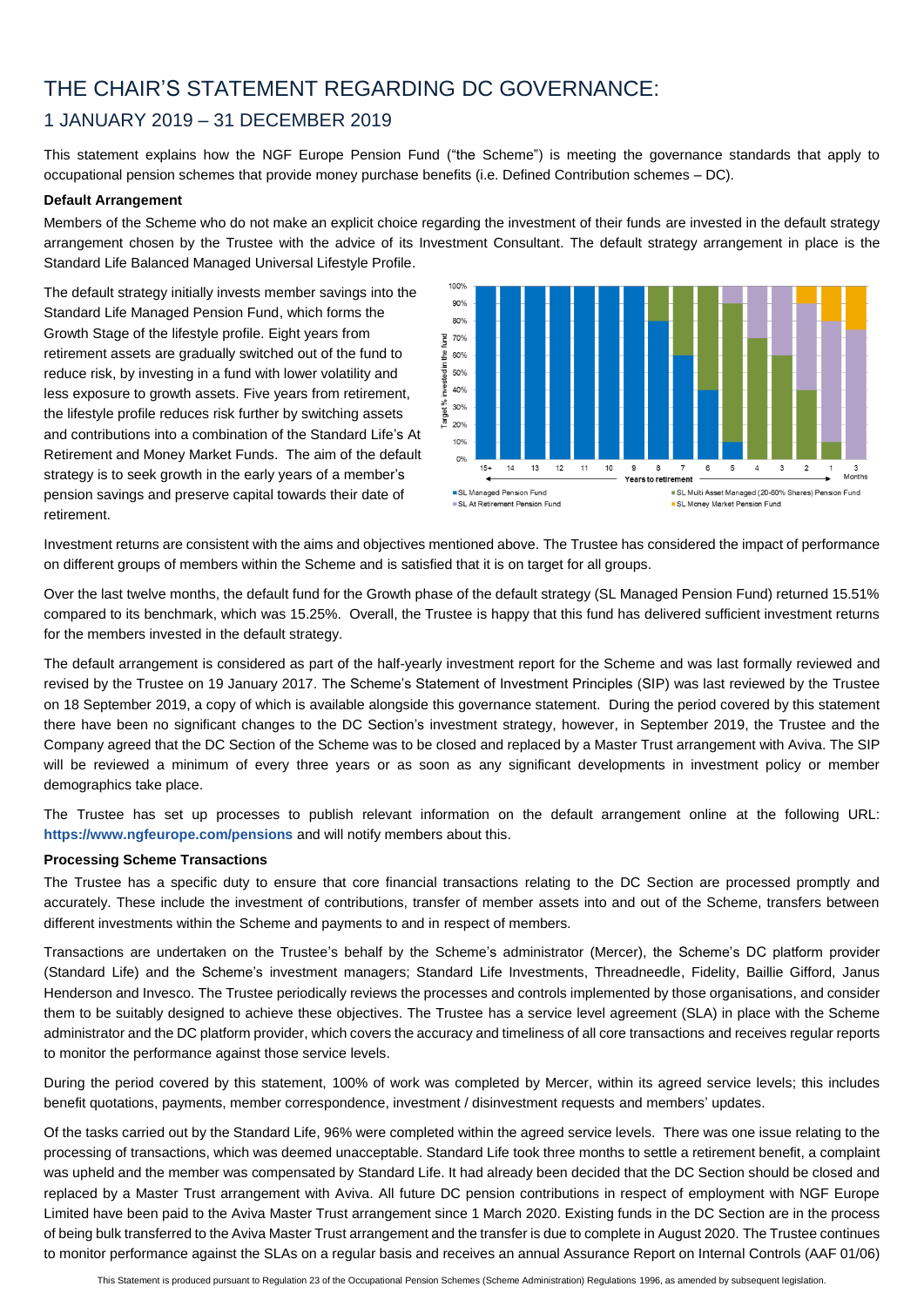# THE CHAIR'S STATEMENT REGARDING DC GOVERNANCE:

## 1 JANUARY 2019 – 31 DECEMBER 2019

This statement explains how the NGF Europe Pension Fund ("the Scheme") is meeting the governance standards that apply to occupational pension schemes that provide money purchase benefits (i.e. Defined Contribution schemes – DC).

**Default Arrangement**

Members of the Scheme who do not make an explicit choice regarding the investment of their funds are invested in the default strategy arrangement chosen by the Trustee with the advice of its Investment Consultant. The default strategy arrangement in place is the Standard Life Balanced Managed Universal Lifestyle Profile.

The default strategy initially invests member savings into the Standard Life Managed Pension Fund, which forms the Growth Stage of the lifestyle profile. Eight years from retirement assets are gradually switched out of the fund to reduce risk, by investing in a fund with lower volatility and less exposure to growth assets. Five years from retirement, the lifestyle profile reduces risk further by switching assets and contributions into a combination of the Standard Life's At Retirement and Money Market Funds. The aim of the default strategy is to seek growth in the early years of a member's pension savings and preserve capital towards their date of retirement.

Investment returns are consistent with the aims and objectives mentioned above. The Trustee has considered the impact of performance on different groups of members within the Scheme and is satisfied that it is on target for all groups.

Over the last twelve months, the default fund for the Growth phase of the default strategy (SL Managed Pension Fund) returned 15.51% compared to its benchmark, which was 15.25%. Overall, the Trustee is happy that this fund has delivered sufficient investment returns for the members invested in the default strategy.

The default arrangement is considered as part of the half-yearly investment report for the Scheme and was last formally reviewed and revised by the Trustee on 19 January 2017. The Scheme's Statement of Investment Principles (SIP) was last reviewed by the Trustee on 18 September 2019, a copy of which is available alongside this governance statement. During the period covered by this statement there have been no significant changes to the DC Section's investment strategy, however, in September 2019, the Trustee and the Company agreed that the DC Section of the Scheme was to be closed and replaced by a Master Trust arrangement with Aviva. The SIP will be reviewed a minimum of every three years or as soon as any significant developments in investment policy or member demographics take place.

The Trustee has set up processes to publish relevant information on the default arrangement online at the following URL: **https://www.ngfeurope.com/pensions** and will notify members about this.

**Processing Scheme Transactions**

The Trustee has a specific duty to ensure that core financial transactions relating to the DC Section are processed promptly and accurately. These include the investment of contributions, transfer of member assets into and out of the Scheme, transfers between different investments within the Scheme and payments to and in respect of members.

Transactions are undertaken on the Trustee's behalf by the Scheme's administrator (Mercer), the Scheme's DC platform provider (Standard Life) and the Scheme's investment managers; Standard Life Investments, Threadneedle, Fidelity, Baillie Gifford, Janus Henderson and Invesco. The Trustee periodically reviews the processes and controls implemented by those organisations, and consider them to be suitably designed to achieve these objectives. The Trustee has a service level agreement (SLA) in place with the Scheme administrator and the DC platform provider, which covers the accuracy and timeliness of all core transactions and receives regular reports to monitor the performance against those service levels.

During the period covered by this statement, 100% of work was completed by Mercer, within its agreed service levels; this includes benefit quotations, payments, member correspondence, investment / disinvestment requests and members' updates.

Of the tasks carried out by the Standard Life, 96% were completed within the agreed service levels. There was one issue relating to the processing of transactions, which was deemed unacceptable. Standard Life took three months to settle a retirement benefit, a complaint was upheld and the member was compensated by Standard Life. It had already been decided that the DC Section should be closed and replaced by a Master Trust arrangement with Aviva. All future DC pension contributions in respect of employment with NGF Europe Limited have been paid to the Aviva Master Trust arrangement since 1 March 2020. Existing funds in the DC Section are in the process of being bulk transferred to the Aviva Master Trust arrangement and the transfer is due to complete in August 2020. The Trustee continues to monitor performance against the SLAs on a regular basis and receives an annual Assurance Report on Internal Controls (AAF 01/06)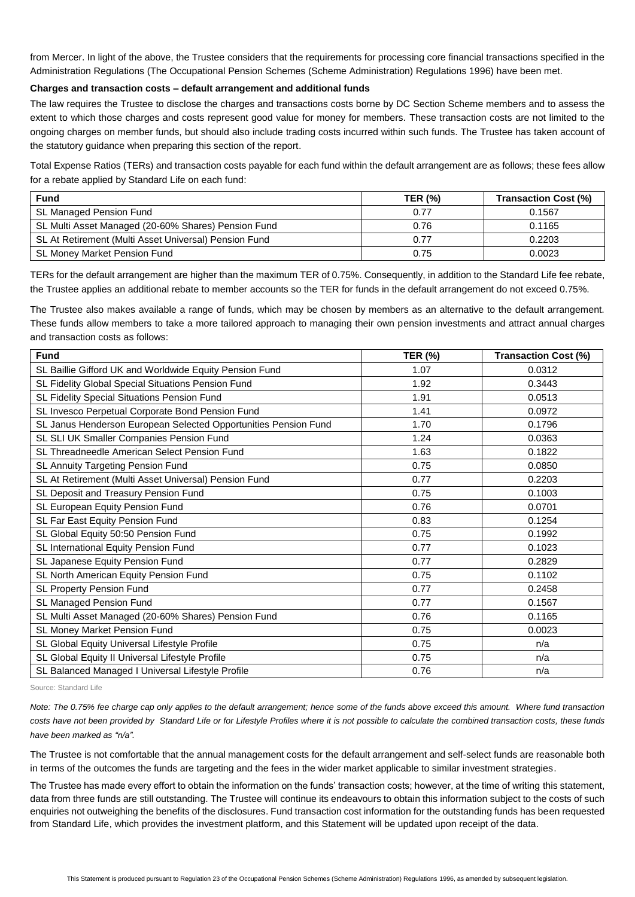from Mercer. In light of the above, the Trustee considers that the requirements for processing core financial transactions specified in the Administration Regulations (The Occupational Pension Schemes (Scheme Administration) Regulations 1996) have been met.

**Charges and transaction costs – default arrangement and additional funds**

The law requires the Trustee to disclose the charges and transactions costs borne by DC Section Scheme members and to assess the extent to which those charges and costs represent good value for money for members. These transaction costs are not limited to the ongoing charges on member funds, but should also include trading costs incurred within such funds. The Trustee has taken account of the statutory guidance when preparing this section of the report.

Total Expense Ratios (TERs) and transaction costs payable for each fund within the default arrangement are as follows; these fees allow for a rebate applied by Standard Life on each fund:

| Fund | TER (%) | Transaction Cost (%) |
|---|---|---|
| SL Managed Pension Fund | 0.77 | 0.1567 |
| SL Multi Asset Managed (20-60% Shares) Pension Fund | 0.76 | 0.1165 |
| SL At Retirement (Multi Asset Universal) Pension Fund | 0.77 | 0.2203 |
| SL Money Market Pension Fund | 0.75 | 0.0023 |

TERs for the default arrangement are higher than the maximum TER of 0.75%. Consequently, in addition to the Standard Life fee rebate, the Trustee applies an additional rebate to member accounts so the TER for funds in the default arrangement do not exceed 0.75%.

The Trustee also makes available a range of funds, which may be chosen by members as an alternative to the default arrangement. These funds allow members to take a more tailored approach to managing their own pension investments and attract annual charges and transaction costs as follows:

| Fund | TER (%) | Transaction Cost (%) |
|---|---|---|
| SL Baillie Gifford UK and Worldwide Equity Pension Fund | 1.07 | 0.0312 |
| SL Fidelity Global Special Situations Pension Fund | 1.92 | 0.3443 |
| SL Fidelity Special Situations Pension Fund | 1.91 | 0.0513 |
| SL Invesco Perpetual Corporate Bond Pension Fund | 1.41 | 0.0972 |
| SL Janus Henderson European Selected Opportunities Pension Fund | 1.70 | 0.1796 |
| SL SLI UK Smaller Companies Pension Fund | 1.24 | 0.0363 |
| SL Threadneedle American Select Pension Fund | 1.63 | 0.1822 |
| SL Annuity Targeting Pension Fund | 0.75 | 0.0850 |
| SL At Retirement (Multi Asset Universal) Pension Fund | 0.77 | 0.2203 |
| SL Deposit and Treasury Pension Fund | 0.75 | 0.1003 |
| SL European Equity Pension Fund | 0.76 | 0.0701 |
| SL Far East Equity Pension Fund | 0.83 | 0.1254 |
| SL Global Equity 50:50 Pension Fund | 0.75 | 0.1992 |
| SL International Equity Pension Fund | 0.77 | 0.1023 |
| SL Japanese Equity Pension Fund | 0.77 | 0.2829 |
| SL North American Equity Pension Fund | 0.75 | 0.1102 |
| SL Property Pension Fund | 0.77 | 0.2458 |
| SL Managed Pension Fund | 0.77 | 0.1567 |
| SL Multi Asset Managed (20-60% Shares) Pension Fund | 0.76 | 0.1165 |
| SL Money Market Pension Fund | 0.75 | 0.0023 |
| SL Global Equity Universal Lifestyle Profile | 0.75 | n/a |
| SL Global Equity II Universal Lifestyle Profile | 0.75 | n/a |
| SL Balanced Managed I Universal Lifestyle Profile | 0.76 | n/a |

Source: Standard Life

*Note: The 0.75% fee charge cap only applies to the default arrangement; hence some of the funds above exceed this amount. Where fund transaction costs have not been provided by Standard Life or for Lifestyle Profiles where it is not possible to calculate the combined transaction costs, these funds have been marked as "n/a".*

The Trustee is not comfortable that the annual management costs for the default arrangement and self-select funds are reasonable both in terms of the outcomes the funds are targeting and the fees in the wider market applicable to similar investment strategies.

The Trustee has made every effort to obtain the information on the funds' transaction costs; however, at the time of writing this statement, data from three funds are still outstanding. The Trustee will continue its endeavours to obtain this information subject to the costs of such enquiries not outweighing the benefits of the disclosures. Fund transaction cost information for the outstanding funds has been requested from Standard Life, which provides the investment platform, and this Statement will be updated upon receipt of the data.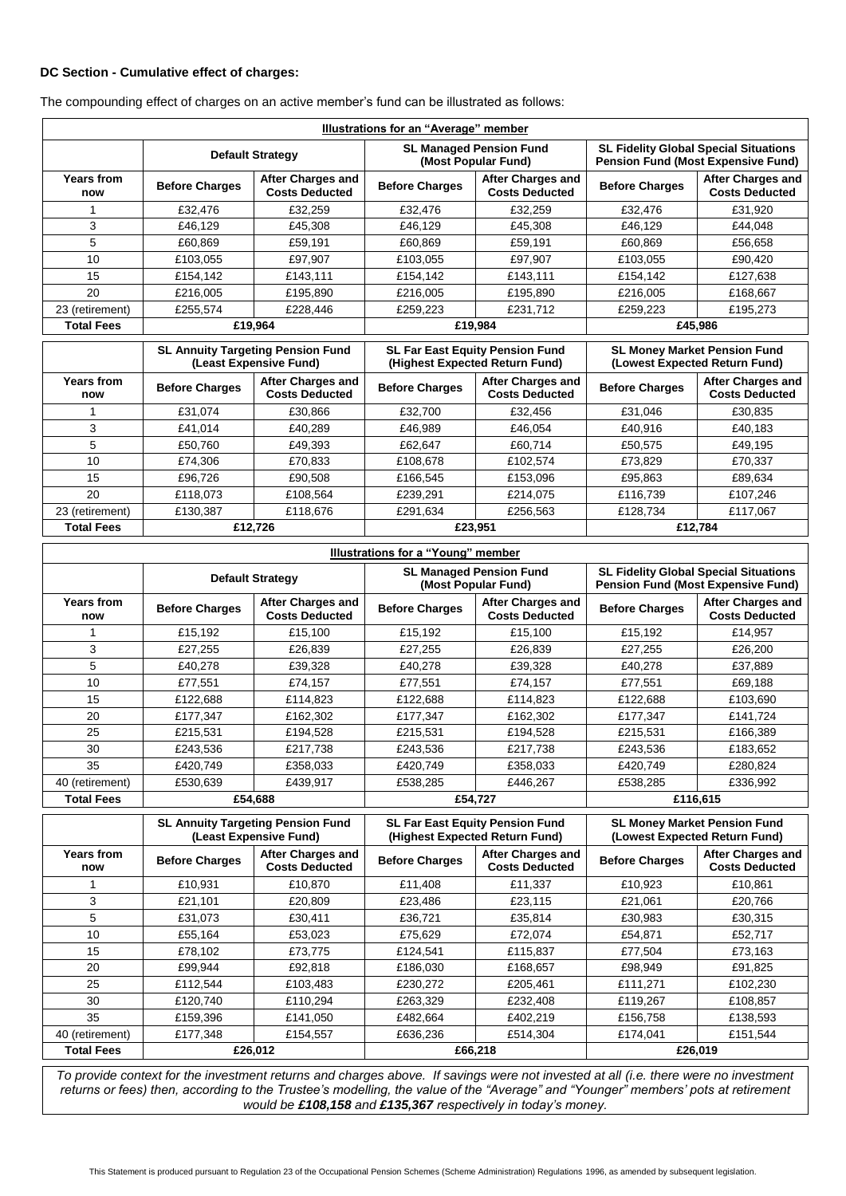**DC Section - Cumulative effect of charges:**

The compounding effect of charges on an active member's fund can be illustrated as follows:

**Illustrations for an "Average" member**

| | Default Strategy | | SL Managed Pension Fund (Most Popular Fund) | | SL Fidelity Global Special Situations Pension Fund (Most Expensive Fund) | |
|---|---|---|---|---|---|---|
| **Years from now** | **Before Charges** | **After Charges and Costs Deducted** | **Before Charges** | **After Charges and Costs Deducted** | **Before Charges** | **After Charges and Costs Deducted** |
| 1 | £32,476 | £32,259 | £32,476 | £32,259 | £32,476 | £31,920 |
| 3 | £46,129 | £45,308 | £46,129 | £45,308 | £46,129 | £44,048 |
| 5 | £60,869 | £59,191 | £60,869 | £59,191 | £60,869 | £56,658 |
| 10 | £103,055 | £97,907 | £103,055 | £97,907 | £103,055 | £90,420 |
| 15 | £154,142 | £143,111 | £154,142 | £143,111 | £154,142 | £127,638 |
| 20 | £216,005 | £195,890 | £216,005 | £195,890 | £216,005 | £168,667 |
| 23 (retirement) | £255,574 | £228,446 | £259,223 | £231,712 | £259,223 | £195,273 |
| **Total Fees** | £19,964 | | £19,984 | | £45,986 | |

| | SL Annuity Targeting Pension Fund (Least Expensive Fund) | | SL Far East Equity Pension Fund (Highest Expected Return Fund) | | SL Money Market Pension Fund (Lowest Expected Return Fund) | |
|---|---|---|---|---|---|---|
| **Years from now** | **Before Charges** | **After Charges and Costs Deducted** | **Before Charges** | **After Charges and Costs Deducted** | **Before Charges** | **After Charges and Costs Deducted** |
| 1 | £31,074 | £30,866 | £32,700 | £32,456 | £31,046 | £30,835 |
| 3 | £41,014 | £40,289 | £46,989 | £46,054 | £40,916 | £40,183 |
| 5 | £50,760 | £49,393 | £62,647 | £60,714 | £50,575 | £49,195 |
| 10 | £74,306 | £70,833 | £108,678 | £102,574 | £73,829 | £70,337 |
| 15 | £96,726 | £90,508 | £166,545 | £153,096 | £95,863 | £89,634 |
| 20 | £118,073 | £108,564 | £239,291 | £214,075 | £116,739 | £107,246 |
| 23 (retirement) | £130,387 | £118,676 | £291,634 | £256,563 | £128,734 | £117,067 |
| **Total Fees** | £12,726 | | £23,951 | | £12,784 | |

**Illustrations for a "Young" member**

| | Default Strategy | | SL Managed Pension Fund (Most Popular Fund) | | SL Fidelity Global Special Situations Pension Fund (Most Expensive Fund) | |
|---|---|---|---|---|---|---|
| **Years from now** | **Before Charges** | **After Charges and Costs Deducted** | **Before Charges** | **After Charges and Costs Deducted** | **Before Charges** | **After Charges and Costs Deducted** |
| 1 | £15,192 | £15,100 | £15,192 | £15,100 | £15,192 | £14,957 |
| 3 | £27,255 | £26,839 | £27,255 | £26,839 | £27,255 | £26,200 |
| 5 | £40,278 | £39,328 | £40,278 | £39,328 | £40,278 | £37,889 |
| 10 | £77,551 | £74,157 | £77,551 | £74,157 | £77,551 | £69,188 |
| 15 | £122,688 | £114,823 | £122,688 | £114,823 | £122,688 | £103,690 |
| 20 | £177,347 | £162,302 | £177,347 | £162,302 | £177,347 | £141,724 |
| 25 | £215,531 | £194,528 | £215,531 | £194,528 | £215,531 | £166,389 |
| 30 | £243,536 | £217,738 | £243,536 | £217,738 | £243,536 | £183,652 |
| 35 | £420,749 | £358,033 | £420,749 | £358,033 | £420,749 | £280,824 |
| 40 (retirement) | £530,639 | £439,917 | £538,285 | £446,267 | £538,285 | £336,992 |
| **Total Fees** | £54,688 | | £54,727 | | £116,615 | |

| | SL Annuity Targeting Pension Fund (Least Expensive Fund) | | SL Far East Equity Pension Fund (Highest Expected Return Fund) | | SL Money Market Pension Fund (Lowest Expected Return Fund) | |
|---|---|---|---|---|---|---|
| **Years from now** | **Before Charges** | **After Charges and Costs Deducted** | **Before Charges** | **After Charges and Costs Deducted** | **Before Charges** | **After Charges and Costs Deducted** |
| 1 | £10,931 | £10,870 | £11,408 | £11,337 | £10,923 | £10,861 |
| 3 | £21,101 | £20,809 | £23,486 | £23,115 | £21,061 | £20,766 |
| 5 | £31,073 | £30,411 | £36,721 | £35,814 | £30,983 | £30,315 |
| 10 | £55,164 | £53,023 | £75,629 | £72,074 | £54,871 | £52,717 |
| 15 | £78,102 | £73,775 | £124,541 | £115,837 | £77,504 | £73,163 |
| 20 | £99,944 | £92,818 | £186,030 | £168,657 | £98,949 | £91,825 |
| 25 | £112,544 | £103,483 | £230,272 | £205,461 | £111,271 | £102,230 |
| 30 | £120,740 | £110,294 | £263,329 | £232,408 | £119,267 | £108,857 |
| 35 | £159,396 | £141,050 | £482,664 | £402,219 | £156,758 | £138,593 |
| 40 (retirement) | £177,348 | £154,557 | £636,236 | £514,304 | £174,041 | £151,544 |
| **Total Fees** | £26,012 | | £66,218 | | £26,019 | |

*To provide context for the investment returns and charges above. If savings were not invested at all (i.e. there were no investment returns or fees) then, according to the Trustee's modelling, the value of the "Average" and "Younger" members' pots at retirement would be **£108,158** and **£135,367** respectively in today's money.*

This Statement is produced pursuant to Regulation 23 of the Occupational Pension Schemes (Scheme Administration) Regulations 1996, as amended by subsequent legislation.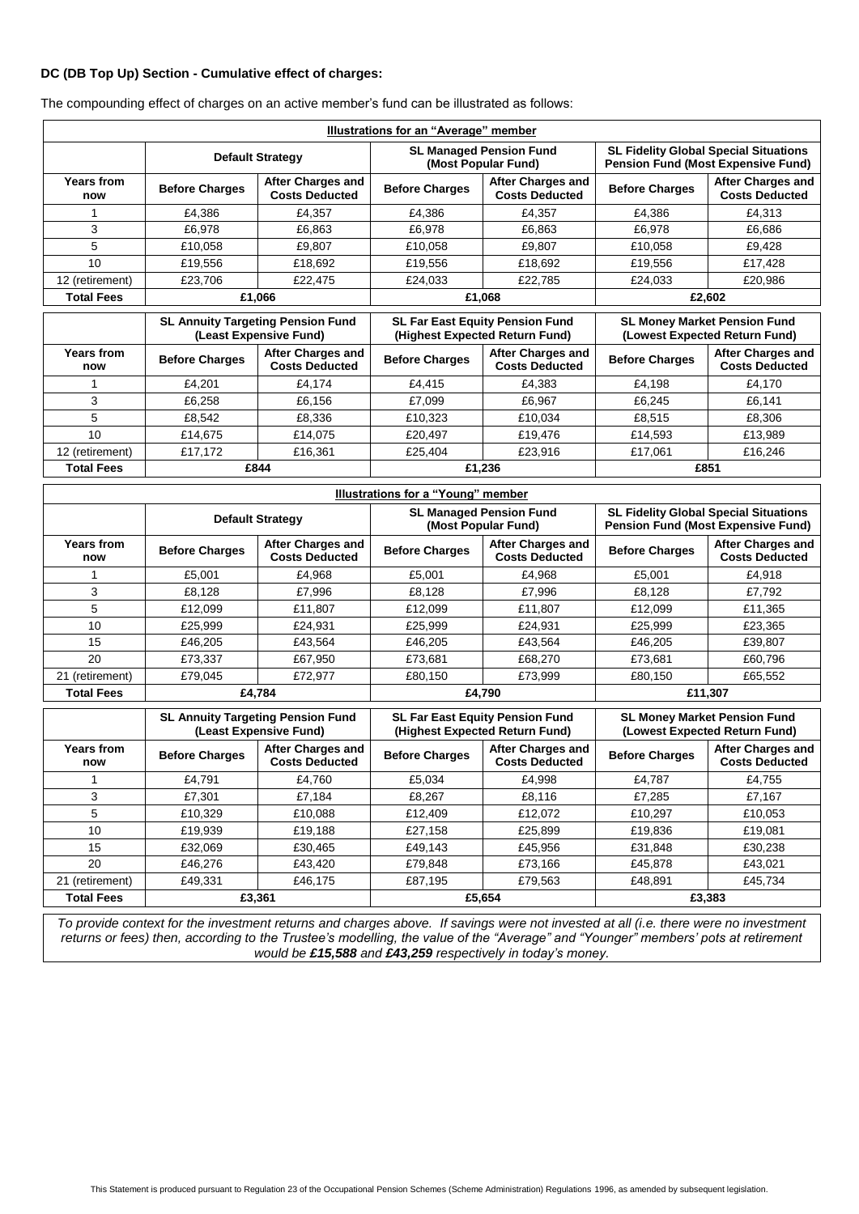**DC (DB Top Up) Section - Cumulative effect of charges:**

The compounding effect of charges on an active member's fund can be illustrated as follows:

| **Illustrations for an "Average" member** | | | | | | |
|---|---|---|---|---|---|---|
| | **Default Strategy** | | **SL Managed Pension Fund (Most Popular Fund)** | | **SL Fidelity Global Special Situations Pension Fund (Most Expensive Fund)** | |
| **Years from now** | **Before Charges** | **After Charges and Costs Deducted** | **Before Charges** | **After Charges and Costs Deducted** | **Before Charges** | **After Charges and Costs Deducted** |
| 1 | £4,386 | £4,357 | £4,386 | £4,357 | £4,386 | £4,313 |
| 3 | £6,978 | £6,863 | £6,978 | £6,863 | £6,978 | £6,686 |
| 5 | £10,058 | £9,807 | £10,058 | £9,807 | £10,058 | £9,428 |
| 10 | £19,556 | £18,692 | £19,556 | £18,692 | £19,556 | £17,428 |
| 12 (retirement) | £23,706 | £22,475 | £24,033 | £22,785 | £24,033 | £20,986 |
| **Total Fees** | **£1,066** | | **£1,068** | | **£2,602** | |
| | **SL Annuity Targeting Pension Fund (Least Expensive Fund)** | | **SL Far East Equity Pension Fund (Highest Expected Return Fund)** | | **SL Money Market Pension Fund (Lowest Expected Return Fund)** | |
| **Years from now** | **Before Charges** | **After Charges and Costs Deducted** | **Before Charges** | **After Charges and Costs Deducted** | **Before Charges** | **After Charges and Costs Deducted** |
| 1 | £4,201 | £4,174 | £4,415 | £4,383 | £4,198 | £4,170 |
| 3 | £6,258 | £6,156 | £7,099 | £6,967 | £6,245 | £6,141 |
| 5 | £8,542 | £8,336 | £10,323 | £10,034 | £8,515 | £8,306 |
| 10 | £14,675 | £14,075 | £20,497 | £19,476 | £14,593 | £13,989 |
| 12 (retirement) | £17,172 | £16,361 | £25,404 | £23,916 | £17,061 | £16,246 |
| **Total Fees** | **£844** | | **£1,236** | | **£851** | |

| **Illustrations for a "Young" member** | | | | | | |
|---|---|---|---|---|---|---|
| | **Default Strategy** | | **SL Managed Pension Fund (Most Popular Fund)** | | **SL Fidelity Global Special Situations Pension Fund (Most Expensive Fund)** | |
| **Years from now** | **Before Charges** | **After Charges and Costs Deducted** | **Before Charges** | **After Charges and Costs Deducted** | **Before Charges** | **After Charges and Costs Deducted** |
| 1 | £5,001 | £4,968 | £5,001 | £4,968 | £5,001 | £4,918 |
| 3 | £8,128 | £7,996 | £8,128 | £7,996 | £8,128 | £7,792 |
| 5 | £12,099 | £11,807 | £12,099 | £11,807 | £12,099 | £11,365 |
| 10 | £25,999 | £24,931 | £25,999 | £24,931 | £25,999 | £23,365 |
| 15 | £46,205 | £43,564 | £46,205 | £43,564 | £46,205 | £39,807 |
| 20 | £73,337 | £67,950 | £73,681 | £68,270 | £73,681 | £60,796 |
| 21 (retirement) | £79,045 | £72,977 | £80,150 | £73,999 | £80,150 | £65,552 |
| **Total Fees** | **£4,784** | | **£4,790** | | **£11,307** | |
| | **SL Annuity Targeting Pension Fund (Least Expensive Fund)** | | **SL Far East Equity Pension Fund (Highest Expected Return Fund)** | | **SL Money Market Pension Fund (Lowest Expected Return Fund)** | |
| **Years from now** | **Before Charges** | **After Charges and Costs Deducted** | **Before Charges** | **After Charges and Costs Deducted** | **Before Charges** | **After Charges and Costs Deducted** |
| 1 | £4,791 | £4,760 | £5,034 | £4,998 | £4,787 | £4,755 |
| 3 | £7,301 | £7,184 | £8,267 | £8,116 | £7,285 | £7,167 |
| 5 | £10,329 | £10,088 | £12,409 | £12,072 | £10,297 | £10,053 |
| 10 | £19,939 | £19,188 | £27,158 | £25,899 | £19,836 | £19,081 |
| 15 | £32,069 | £30,465 | £49,143 | £45,956 | £31,848 | £30,238 |
| 20 | £46,276 | £43,420 | £79,848 | £73,166 | £45,878 | £43,021 |
| 21 (retirement) | £49,331 | £46,175 | £87,195 | £79,563 | £48,891 | £45,734 |
| **Total Fees** | **£3,361** | | **£5,654** | | **£3,383** | |

*To provide context for the investment returns and charges above. If savings were not invested at all (i.e. there were no investment returns or fees) then, according to the Trustee's modelling, the value of the "Average" and "Younger" members' pots at retirement would be **£15,588** and **£43,259** respectively in today's money.*

This Statement is produced pursuant to Regulation 23 of the Occupational Pension Schemes (Scheme Administration) Regulations 1996, as amended by subsequent legislation.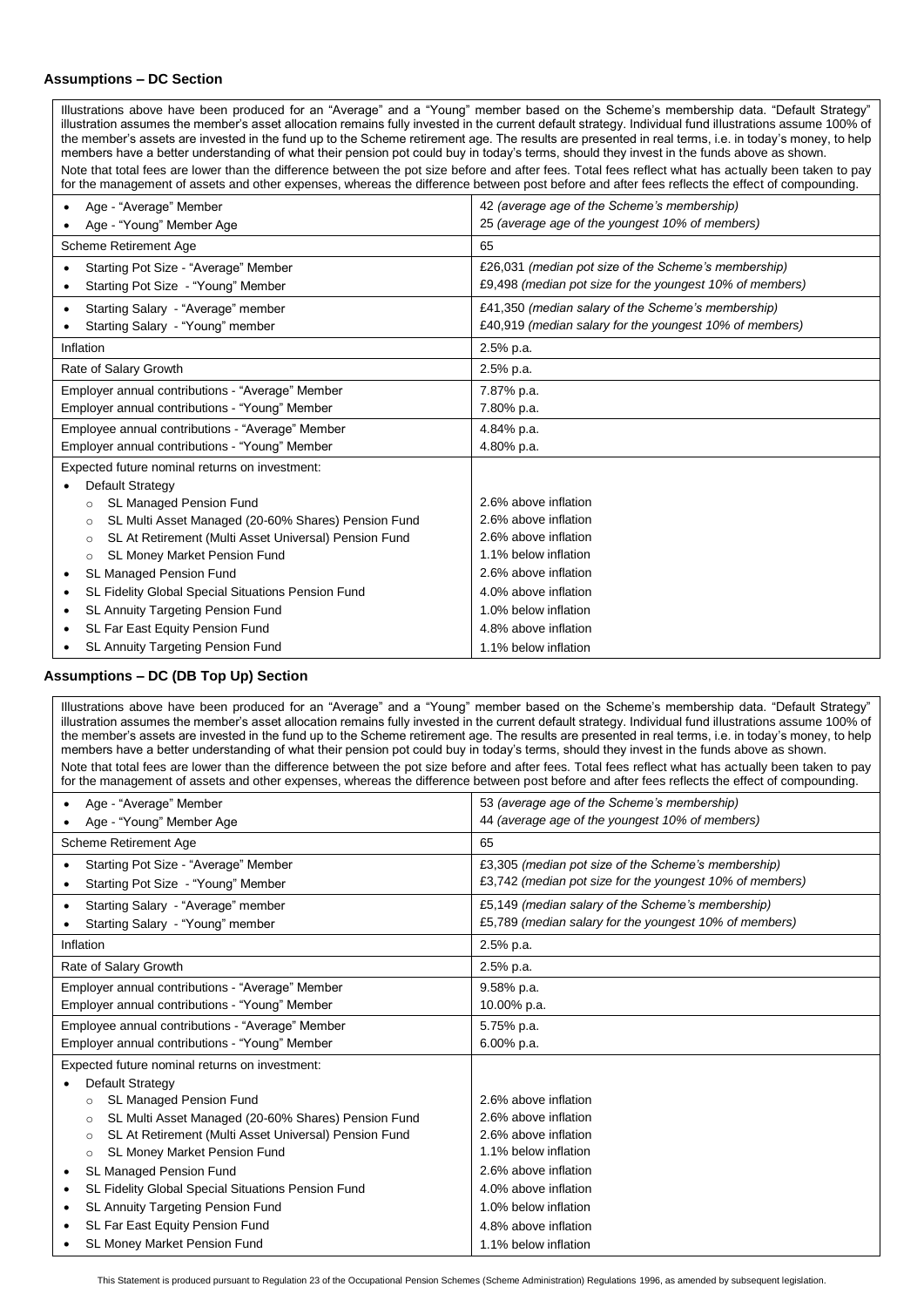### Assumptions – DC Section

Illustrations above have been produced for an "Average" and a "Young" member based on the Scheme's membership data. "Default Strategy" illustration assumes the member's asset allocation remains fully invested in the current default strategy. Individual fund illustrations assume 100% of the member's assets are invested in the fund up to the Scheme retirement age. The results are presented in real terms, i.e. in today's money, to help members have a better understanding of what their pension pot could buy in today's terms, should they invest in the funds above as shown.

Note that total fees are lower than the difference between the pot size before and after fees. Total fees reflect what has actually been taken to pay for the management of assets and other expenses, whereas the difference between post before and after fees reflects the effect of compounding.

| | |
|---|---|
| • Age - "Average" Member<br>• Age - "Young" Member Age | 42 *(average age of the Scheme's membership)*<br>25 *(average age of the youngest 10% of members)* |
| Scheme Retirement Age | 65 |
| • Starting Pot Size - "Average" Member<br>• Starting Pot Size - "Young" Member | £26,031 *(median pot size of the Scheme's membership)*<br>£9,498 *(median pot size for the youngest 10% of members)* |
| • Starting Salary - "Average" member<br>• Starting Salary - "Young" member | £41,350 *(median salary of the Scheme's membership)*<br>£40,919 *(median salary for the youngest 10% of members)* |
| Inflation | 2.5% p.a. |
| Rate of Salary Growth | 2.5% p.a. |
| Employer annual contributions - "Average" Member<br>Employer annual contributions - "Young" Member | 7.87% p.a.<br>7.80% p.a. |
| Employee annual contributions - "Average" Member<br>Employer annual contributions - "Young" Member | 4.84% p.a.<br>4.80% p.a. |
| Expected future nominal returns on investment: | |
| • Default Strategy | |
| ◦ SL Managed Pension Fund | 2.6% above inflation |
| ◦ SL Multi Asset Managed (20-60% Shares) Pension Fund | 2.6% above inflation |
| ◦ SL At Retirement (Multi Asset Universal) Pension Fund | 2.6% above inflation |
| ◦ SL Money Market Pension Fund | 1.1% below inflation |
| • SL Managed Pension Fund | 2.6% above inflation |
| • SL Fidelity Global Special Situations Pension Fund | 4.0% above inflation |
| • SL Annuity Targeting Pension Fund | 1.0% below inflation |
| • SL Far East Equity Pension Fund | 4.8% above inflation |
| • SL Annuity Targeting Pension Fund | 1.1% below inflation |

### Assumptions – DC (DB Top Up) Section

Illustrations above have been produced for an "Average" and a "Young" member based on the Scheme's membership data. "Default Strategy" illustration assumes the member's asset allocation remains fully invested in the current default strategy. Individual fund illustrations assume 100% of the member's assets are invested in the fund up to the Scheme retirement age. The results are presented in real terms, i.e. in today's money, to help members have a better understanding of what their pension pot could buy in today's terms, should they invest in the funds above as shown.

Note that total fees are lower than the difference between the pot size before and after fees. Total fees reflect what has actually been taken to pay for the management of assets and other expenses, whereas the difference between post before and after fees reflects the effect of compounding.

| | |
|---|---|
| • Age - "Average" Member<br>• Age - "Young" Member Age | 53 *(average age of the Scheme's membership)*<br>44 *(average age of the youngest 10% of members)* |
| Scheme Retirement Age | 65 |
| • Starting Pot Size - "Average" Member<br>• Starting Pot Size - "Young" Member | £3,305 *(median pot size of the Scheme's membership)*<br>£3,742 *(median pot size for the youngest 10% of members)* |
| • Starting Salary - "Average" member<br>• Starting Salary - "Young" member | £5,149 *(median salary of the Scheme's membership)*<br>£5,789 *(median salary for the youngest 10% of members)* |
| Inflation | 2.5% p.a. |
| Rate of Salary Growth | 2.5% p.a. |
| Employer annual contributions - "Average" Member<br>Employer annual contributions - "Young" Member | 9.58% p.a.<br>10.00% p.a. |
| Employee annual contributions - "Average" Member<br>Employer annual contributions - "Young" Member | 5.75% p.a.<br>6.00% p.a. |
| Expected future nominal returns on investment: | |
| • Default Strategy | |
| ◦ SL Managed Pension Fund | 2.6% above inflation |
| ◦ SL Multi Asset Managed (20-60% Shares) Pension Fund | 2.6% above inflation |
| ◦ SL At Retirement (Multi Asset Universal) Pension Fund | 2.6% above inflation |
| ◦ SL Money Market Pension Fund | 1.1% below inflation |
| • SL Managed Pension Fund | 2.6% above inflation |
| • SL Fidelity Global Special Situations Pension Fund | 4.0% above inflation |
| • SL Annuity Targeting Pension Fund | 1.0% below inflation |
| • SL Far East Equity Pension Fund | 4.8% above inflation |
| • SL Money Market Pension Fund | 1.1% below inflation |

This Statement is produced pursuant to Regulation 23 of the Occupational Pension Schemes (Scheme Administration) Regulations 1996, as amended by subsequent legislation.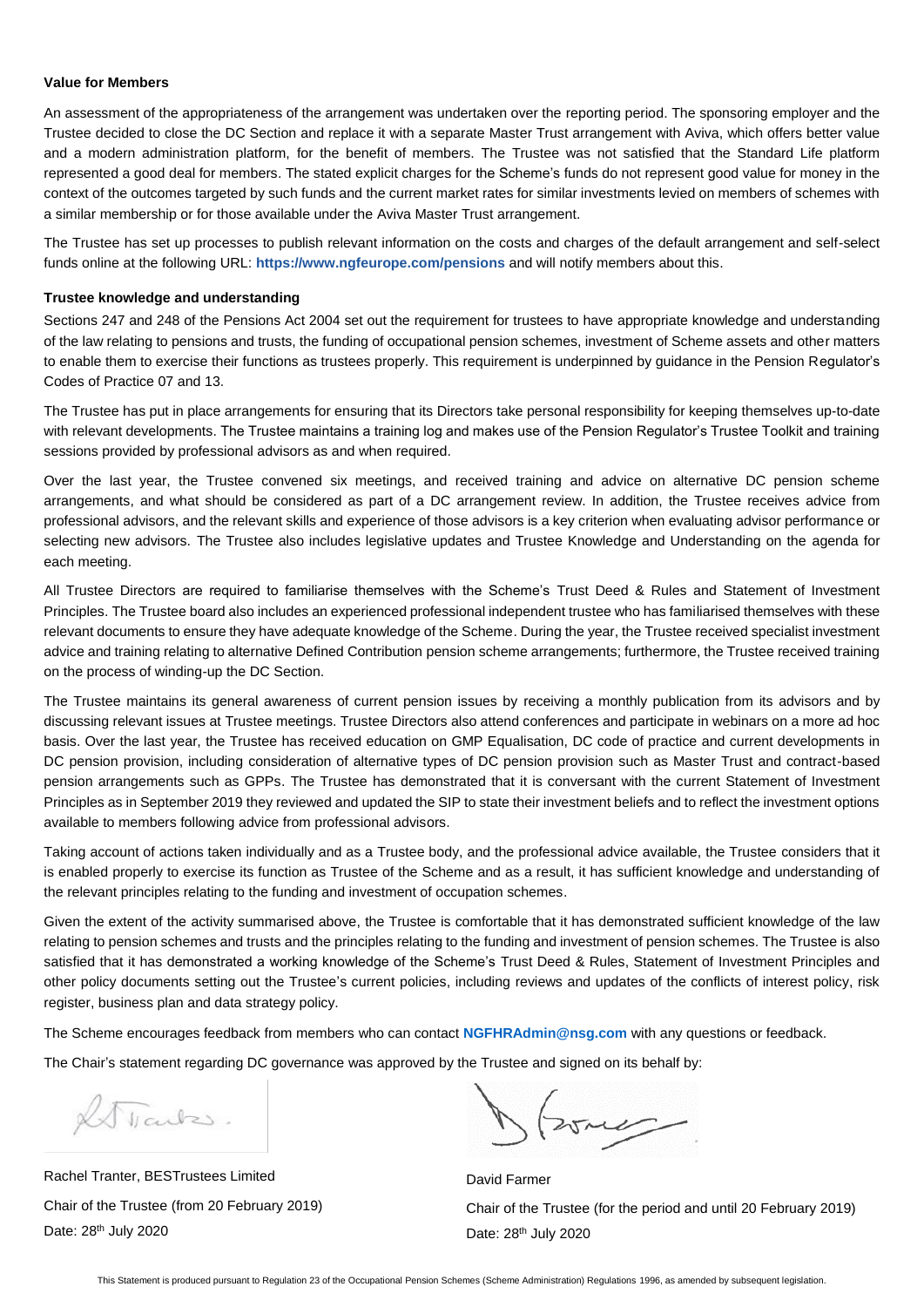**Value for Members**

An assessment of the appropriateness of the arrangement was undertaken over the reporting period. The sponsoring employer and the Trustee decided to close the DC Section and replace it with a separate Master Trust arrangement with Aviva, which offers better value and a modern administration platform, for the benefit of members. The Trustee was not satisfied that the Standard Life platform represented a good deal for members. The stated explicit charges for the Scheme's funds do not represent good value for money in the context of the outcomes targeted by such funds and the current market rates for similar investments levied on members of schemes with a similar membership or for those available under the Aviva Master Trust arrangement.

The Trustee has set up processes to publish relevant information on the costs and charges of the default arrangement and self-select funds online at the following URL: **https://www.ngfeurope.com/pensions** and will notify members about this.

**Trustee knowledge and understanding**

Sections 247 and 248 of the Pensions Act 2004 set out the requirement for trustees to have appropriate knowledge and understanding of the law relating to pensions and trusts, the funding of occupational pension schemes, investment of Scheme assets and other matters to enable them to exercise their functions as trustees properly. This requirement is underpinned by guidance in the Pension Regulator's Codes of Practice 07 and 13.

The Trustee has put in place arrangements for ensuring that its Directors take personal responsibility for keeping themselves up-to-date with relevant developments. The Trustee maintains a training log and makes use of the Pension Regulator's Trustee Toolkit and training sessions provided by professional advisors as and when required.

Over the last year, the Trustee convened six meetings, and received training and advice on alternative DC pension scheme arrangements, and what should be considered as part of a DC arrangement review. In addition, the Trustee receives advice from professional advisors, and the relevant skills and experience of those advisors is a key criterion when evaluating advisor performance or selecting new advisors. The Trustee also includes legislative updates and Trustee Knowledge and Understanding on the agenda for each meeting.

All Trustee Directors are required to familiarise themselves with the Scheme's Trust Deed & Rules and Statement of Investment Principles. The Trustee board also includes an experienced professional independent trustee who has familiarised themselves with these relevant documents to ensure they have adequate knowledge of the Scheme. During the year, the Trustee received specialist investment advice and training relating to alternative Defined Contribution pension scheme arrangements; furthermore, the Trustee received training on the process of winding-up the DC Section.

The Trustee maintains its general awareness of current pension issues by receiving a monthly publication from its advisors and by discussing relevant issues at Trustee meetings. Trustee Directors also attend conferences and participate in webinars on a more ad hoc basis. Over the last year, the Trustee has received education on GMP Equalisation, DC code of practice and current developments in DC pension provision, including consideration of alternative types of DC pension provision such as Master Trust and contract-based pension arrangements such as GPPs. The Trustee has demonstrated that it is conversant with the current Statement of Investment Principles as in September 2019 they reviewed and updated the SIP to state their investment beliefs and to reflect the investment options available to members following advice from professional advisors.

Taking account of actions taken individually and as a Trustee body, and the professional advice available, the Trustee considers that it is enabled properly to exercise its function as Trustee of the Scheme and as a result, it has sufficient knowledge and understanding of the relevant principles relating to the funding and investment of occupation schemes.

Given the extent of the activity summarised above, the Trustee is comfortable that it has demonstrated sufficient knowledge of the law relating to pension schemes and trusts and the principles relating to the funding and investment of pension schemes. The Trustee is also satisfied that it has demonstrated a working knowledge of the Scheme's Trust Deed & Rules, Statement of Investment Principles and other policy documents setting out the Trustee's current policies, including reviews and updates of the conflicts of interest policy, risk register, business plan and data strategy policy.

The Scheme encourages feedback from members who can contact **NGFHRAdmin@nsg.com** with any questions or feedback.

The Chair's statement regarding DC governance was approved by the Trustee and signed on its behalf by:

Rachel Tranter, BESTrustees Limited
Chair of the Trustee (from 20 February 2019)
Date: 28th July 2020

David Farmer
Chair of the Trustee (for the period and until 20 February 2019)
Date: 28th July 2020

This Statement is produced pursuant to Regulation 23 of the Occupational Pension Schemes (Scheme Administration) Regulations 1996, as amended by subsequent legislation.